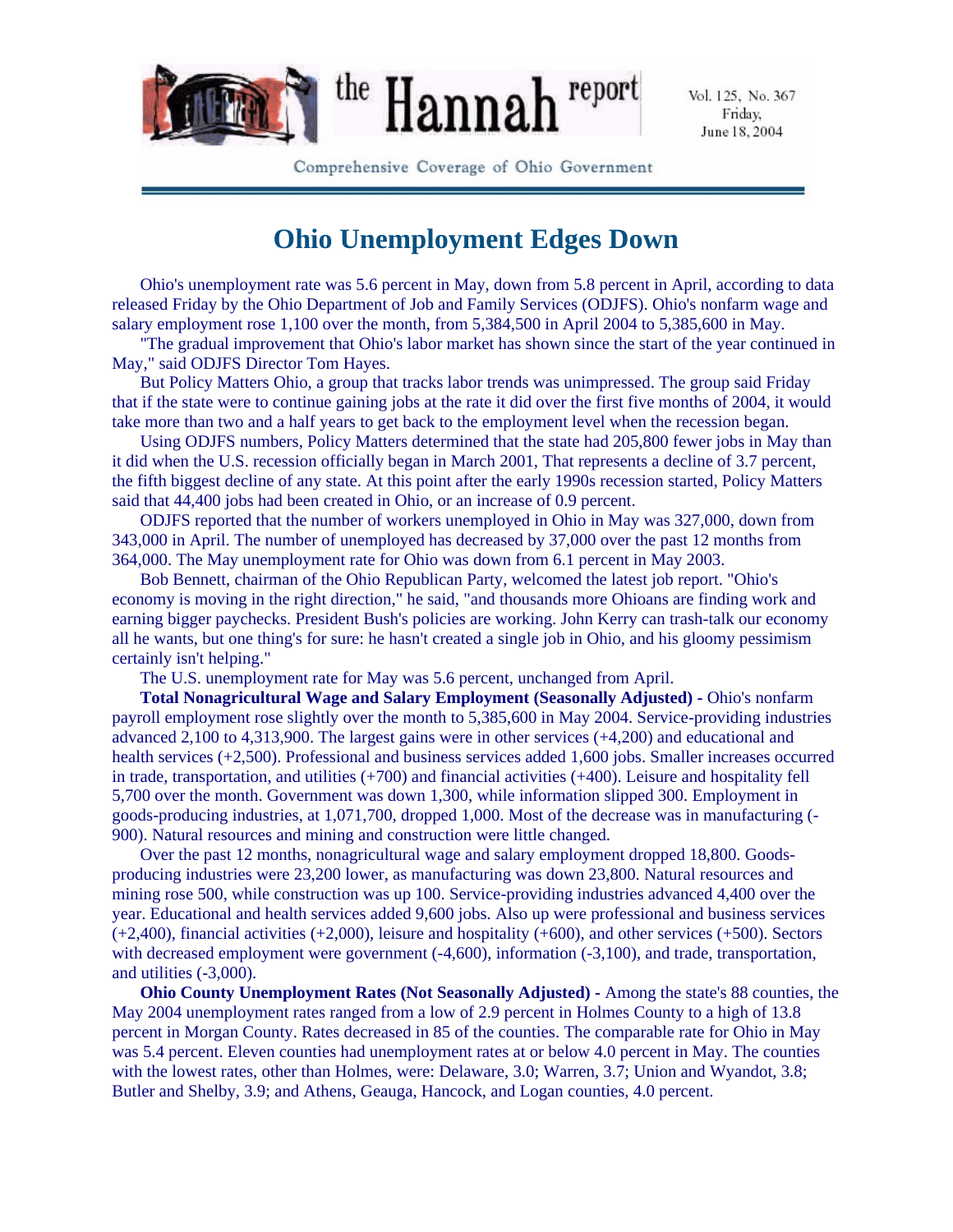# Ohio Unemployment Edges Down

Ohio's unemployment rate was 5.6 percent in May, down from 5.8 percent in April, according to data released Friday by the Ohio Department of Job and Family Services (ODJFS). Ohio's nonfarm wage and salary employment rose 1,100 over the month, from 5,384,500 in April 2004 to 5,385,600 in May.

"The gradual improvement that Ohio's labor market has shown since the start of the year continued in May," said ODJFS Director Tom Hayes.

But Policy Matters Ohio, a group that tracks labor trends was unimpressed. The group said Friday that if the state were to continue gaining jobs at the rate it did over the first five months of 2004, it would take more than two and a half years to get back to the employment level when the recession began.

Using ODJFS numbers, Policy Matters determined that the state had 205,800 fewer jobs in May than it did when the U.S. recession officially began in March 2001, That represents a decline of 3.7 percent, the fifth biggest decline of any state. At this point after the early 1990s recession started, Policy Matters said that 44,400 jobs had been created in Ohio, or an increase of 0.9 percent.

ODJFS reported that the number of workers unemployed in Ohio in May was 327,000, down from 343,000 in April. The number of unemployed has decreased by 37,000 over the past 12 months from 364,000. The May unemployment rate for Ohio was down from 6.1 percent in May 2003.

Bob Bennett, chairman of the Ohio Republican Party, welcomed the latest job report. "Ohio's economy is moving in the right direction," he said, "and thousands more Ohioans are finding work and earning bigger paychecks. President Bush's policies are working. John Kerry can trash-talk our economy all he wants, but one thing's for sure: he hasn't created a single job in Ohio, and his gloomy pessimism certainly isn't helping."

The U.S. unemployment rate for May was 5.6 percent, unchanged from April.

**Total Nonagricultural Wage and Salary Employment (Seasonally Adjusted) -** Ohio's nonfarm payroll employment rose slightly over the month to 5,385,600 in May 2004. Service-providing industries advanced 2,100 to 4,313,900. The largest gains were in other services (+4,200) and educational and health services (+2,500). Professional and business services added 1,600 jobs. Smaller increases occurred in trade, transportation, and utilities (+700) and financial activities (+400). Leisure and hospitality fell 5,700 over the month. Government was down 1,300, while information slipped 300. Employment in goods-producing industries, at 1,071,700, dropped 1,000. Most of the decrease was in manufacturing (-900). Natural resources and mining and construction were little changed.

Over the past 12 months, nonagricultural wage and salary employment dropped 18,800. Goods-producing industries were 23,200 lower, as manufacturing was down 23,800. Natural resources and mining rose 500, while construction was up 100. Service-providing industries advanced 4,400 over the year. Educational and health services added 9,600 jobs. Also up were professional and business services (+2,400), financial activities (+2,000), leisure and hospitality (+600), and other services (+500). Sectors with decreased employment were government (-4,600), information (-3,100), and trade, transportation, and utilities (-3,000).

**Ohio County Unemployment Rates (Not Seasonally Adjusted) -** Among the state's 88 counties, the May 2004 unemployment rates ranged from a low of 2.9 percent in Holmes County to a high of 13.8 percent in Morgan County. Rates decreased in 85 of the counties. The comparable rate for Ohio in May was 5.4 percent. Eleven counties had unemployment rates at or below 4.0 percent in May. The counties with the lowest rates, other than Holmes, were: Delaware, 3.0; Warren, 3.7; Union and Wyandot, 3.8; Butler and Shelby, 3.9; and Athens, Geauga, Hancock, and Logan counties, 4.0 percent.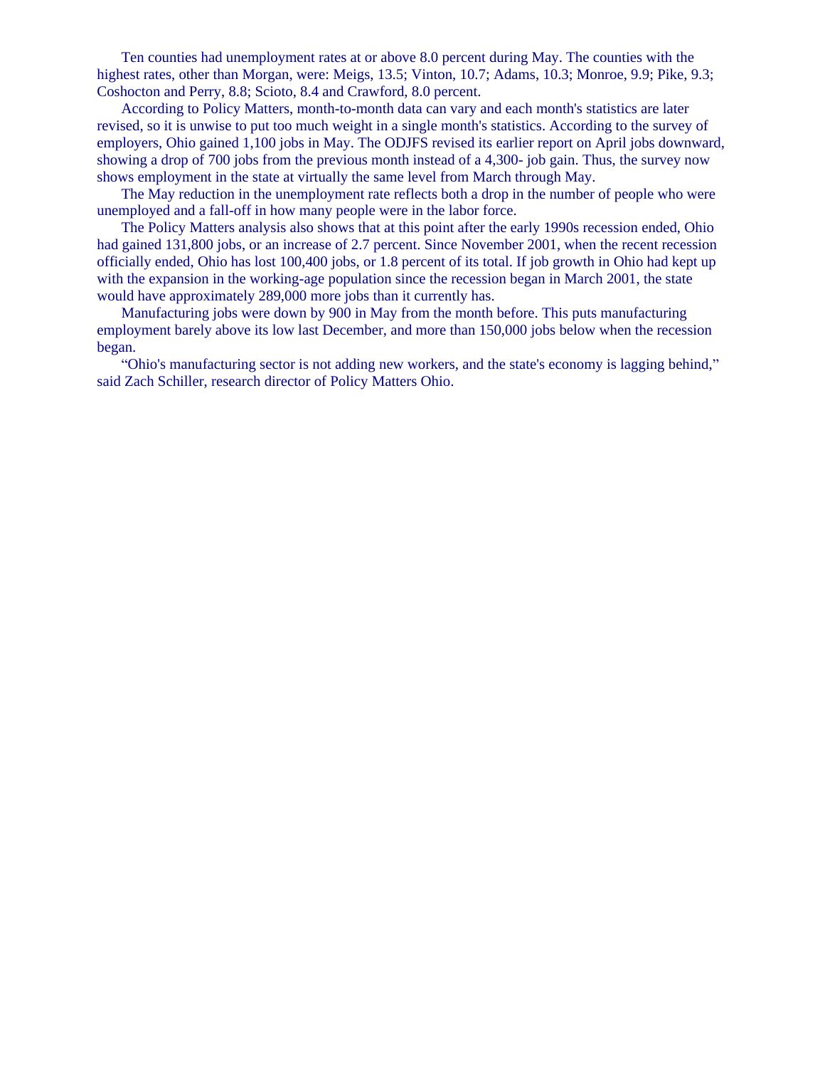Ten counties had unemployment rates at or above 8.0 percent during May. The counties with the highest rates, other than Morgan, were: Meigs, 13.5; Vinton, 10.7; Adams, 10.3; Monroe, 9.9; Pike, 9.3; Coshocton and Perry, 8.8; Scioto, 8.4 and Crawford, 8.0 percent.

According to Policy Matters, month-to-month data can vary and each month's statistics are later revised, so it is unwise to put too much weight in a single month's statistics. According to the survey of employers, Ohio gained 1,100 jobs in May. The ODJFS revised its earlier report on April jobs downward, showing a drop of 700 jobs from the previous month instead of a 4,300- job gain. Thus, the survey now shows employment in the state at virtually the same level from March through May.

The May reduction in the unemployment rate reflects both a drop in the number of people who were unemployed and a fall-off in how many people were in the labor force.

The Policy Matters analysis also shows that at this point after the early 1990s recession ended, Ohio had gained 131,800 jobs, or an increase of 2.7 percent. Since November 2001, when the recent recession officially ended, Ohio has lost 100,400 jobs, or 1.8 percent of its total. If job growth in Ohio had kept up with the expansion in the working-age population since the recession began in March 2001, the state would have approximately 289,000 more jobs than it currently has.

Manufacturing jobs were down by 900 in May from the month before. This puts manufacturing employment barely above its low last December, and more than 150,000 jobs below when the recession began.

"Ohio's manufacturing sector is not adding new workers, and the state's economy is lagging behind," said Zach Schiller, research director of Policy Matters Ohio.